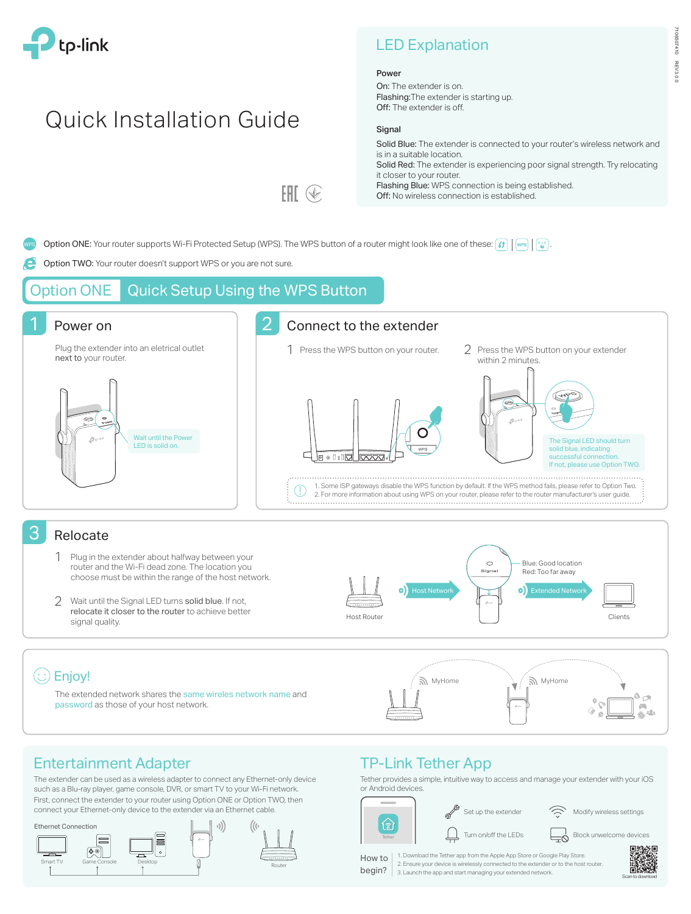# tp-link

# Quick Installation Guide

## LED Explanation

**Power**

**On:** The extender is on.
**Flashing:** The extender is starting up.
**Off:** The extender is off.

**Signal**

**Solid Blue:** The extender is connected to your router's wireless network and is in a suitable location.
**Solid Red:** The extender is experiencing poor signal strength. Try relocating it closer to your router.
**Flashing Blue:** WPS connection is being established.
**Off:** No wireless connection is established.

**Option ONE:** Your router supports Wi-Fi Protected Setup (WPS). The WPS button of a router might look like one of these: | WPS | .

**Option TWO:** Your router doesn't support WPS or you are not sure.

## Option ONE Quick Setup Using the WPS Button

### 1 Power on

Plug the extender into an eletrical outlet **next to** your router.

Wait until the Power LED is solid on.

### 2 Connect to the extender

1 Press the WPS button on your router.

2 Press the WPS button on your extender within 2 minutes.

The Signal LED should turn solid blue, indicating successful connection. If not, please use Option TWO.

1. Some ISP gateways disable the WPS function by default. If the WPS method fails, please refer to Option Two.
2. For more information about using WPS on your router, please refer to the router manufacturer's user guide.

### 3 Relocate

1 Plug in the extender about halfway between your router and the Wi-Fi dead zone. The location you choose must be within the range of the host network.

2 Wait until the Signal LED turns **solid blue**. If not, **relocate it closer to the router** to achieve better signal quality.

Blue: Good location
Red: Too far away

Host Router — Host Network — Signal — Extended Network — Clients

### Enjoy!

The extended network shares the same wireles network name and password as those of your host network.

MyHome MyHome

## Entertainment Adapter

The extender can be used as a wireless adapter to connect any Ethernet-only device such as a Blu-ray player, game console, DVR, or smart TV to your Wi-Fi network.
First, connect the extender to your router using Option ONE or Option TWO, then connect your Ethernet-only device to the extender via an Ethernet cable.

Ethernet Connection

Smart TV, Game Console, Desktop, Router

## TP-Link Tether App

Tether provides a simple, intuitive way to access and manage your extender with your iOS or Android devices.

- Set up the extender
- Modify wireless settings
- Turn on/off the LEDs
- Block unwelcome devices

How to begin?

1. Download the Tether app from the Apple App Store or Google Play Store.
2. Ensure your device is wirelessly connected to the extender or to the host router.
3. Launch the app and start managing your extended network.

Scan to download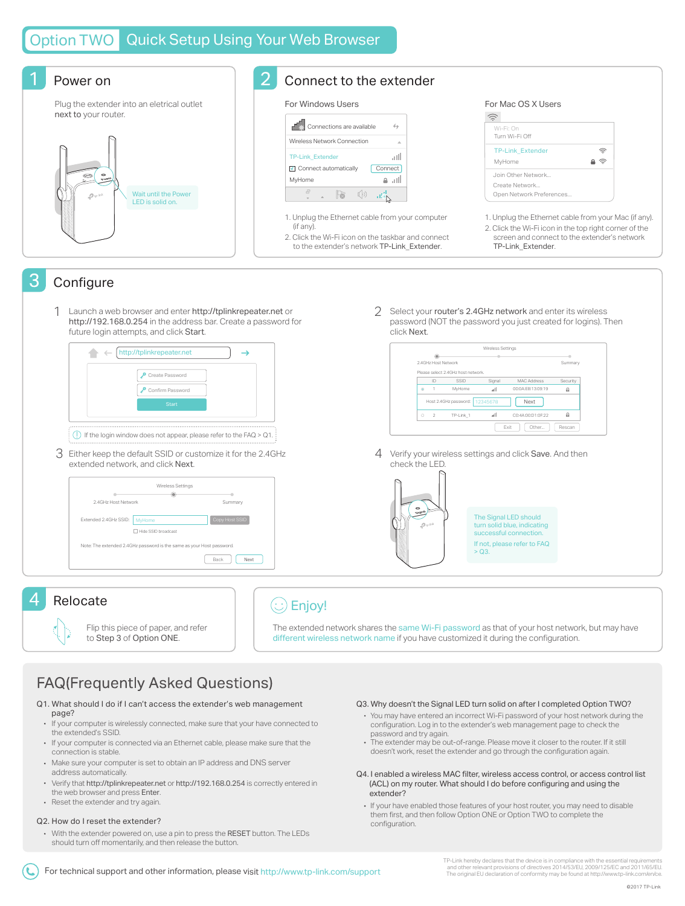# Option TWO Quick Setup Using Your Web Browser

## 1 Power on

Plug the extender into an eletrical outlet next to your router.

Wait until the Power LED is solid on.

## 2 Connect to the extender

### For Windows Users

Connections are available

Wireless Network Connection

TP-Link_Extender

Connect automatically Connect

MyHome

1. Unplug the Ethernet cable from your computer (if any).
2. Click the Wi-Fi icon on the taskbar and connect to the extender's network TP-Link_Extender.

### For Mac OS X Users

Wi-Fi: On

Turn Wi-Fi Off

TP-Link_Extender

MyHome

Join Other Network...

Create Network...

Open Network Preferences...

1. Unplug the Ethernet cable from your Mac (if any).
2. Click the Wi-Fi icon in the top right corner of the screen and connect to the extender's network TP-Link_Extender.

## 3 Configure

1 Launch a web browser and enter **http://tplinkrepeater.net** or **http://192.168.0.254** in the address bar. Create a password for future login attempts, and click **Start**.

http://tplinkrepeater.net

Create Password

Confirm Password

Start

If the login window does not appear, please refer to the FAQ > Q1.

2 Select your **router's 2.4GHz network** and enter its wireless password (NOT the password you just created for logins). Then click **Next**.

Wireless Settings

2.4GHz Host Network　Summary

Please select 2.4GHz host network.

| ID | SSID | Signal | MAC Address | Security |
|---|---|---|---|---|
| 1 | MyHome | | 00:0A:EB:13:09:19 | |
| 2 | TP-Link_1 | | C0:4A:00:D1:0F:22 | |

Host 2.4GHz password: 12345678　Next

Exit　Other...　Rescan

3 Either keep the default SSID or customize it for the 2.4GHz extended network, and click **Next**.

Wireless Settings

2.4GHz Host Network　Summary

Extended 2.4GHz SSID: MyHome　Copy Host SSID

Hide SSID broadcast

Note: The extended 2.4GHz password is the same as your Host password.

Back　Next

4 Verify your wireless settings and click **Save**. And then check the LED.

The Signal LED should turn solid blue, indicating successful connection.

If not, please refer to FAQ > Q3.

## 4 Relocate

Flip this piece of paper, and refer to Step 3 of Option ONE.

## Enjoy!

The extended network shares the same Wi-Fi password as that of your host network, but may have different wireless network name if you have customized it during the configuration.

## FAQ(Frequently Asked Questions)

**Q1. What should I do if I can't access the extender's web management page?**

- If your computer is wirelessly connected, make sure that your have connected to the extender's SSID.
- If your computer is connected via an Ethernet cable, please make sure that the connection is stable.
- Make sure your computer is set to obtain an IP address and DNS server address automatically.
- Verify that http://tplinkrepeater.net or http://192.168.0.254 is correctly entered in the web browser and press Enter.
- Reset the extender and try again.

**Q2. How do I reset the extender?**

- With the extender powered on, use a pin to press the RESET button. The LEDs should turn off momentarily, and then release the button.

**Q3. Why doesn't the Signal LED turn solid on after I completed Option TWO?**

- You may have entered an incorrect Wi-Fi password of your host network during the configuration. Log in to the extender's web management page to check the password and try again.
- The extender may be out-of-range. Please move it closer to the router. If it still doesn't work, reset the extender and go through the configuration again.

**Q4. I enabled a wireless MAC filter, wireless access control, or access control list (ACL) on my router. What should I do before configuring and using the extender?**

- If your have enabled those features of your host router, you may need to disable them first, and then follow Option ONE or Option TWO to complete the configuration.

For technical support and other information, please visit http://www.tp-link.com/support

TP-Link hereby declares that the device is in compliance with the essential requirements and other relevant provisions of directives 2014/53/EU, 2009/125/EC and 2011/65/EU. The original EU declaration of conformity may be found at http://www.tp-link.com/en/ce.

©2017 TP-Link